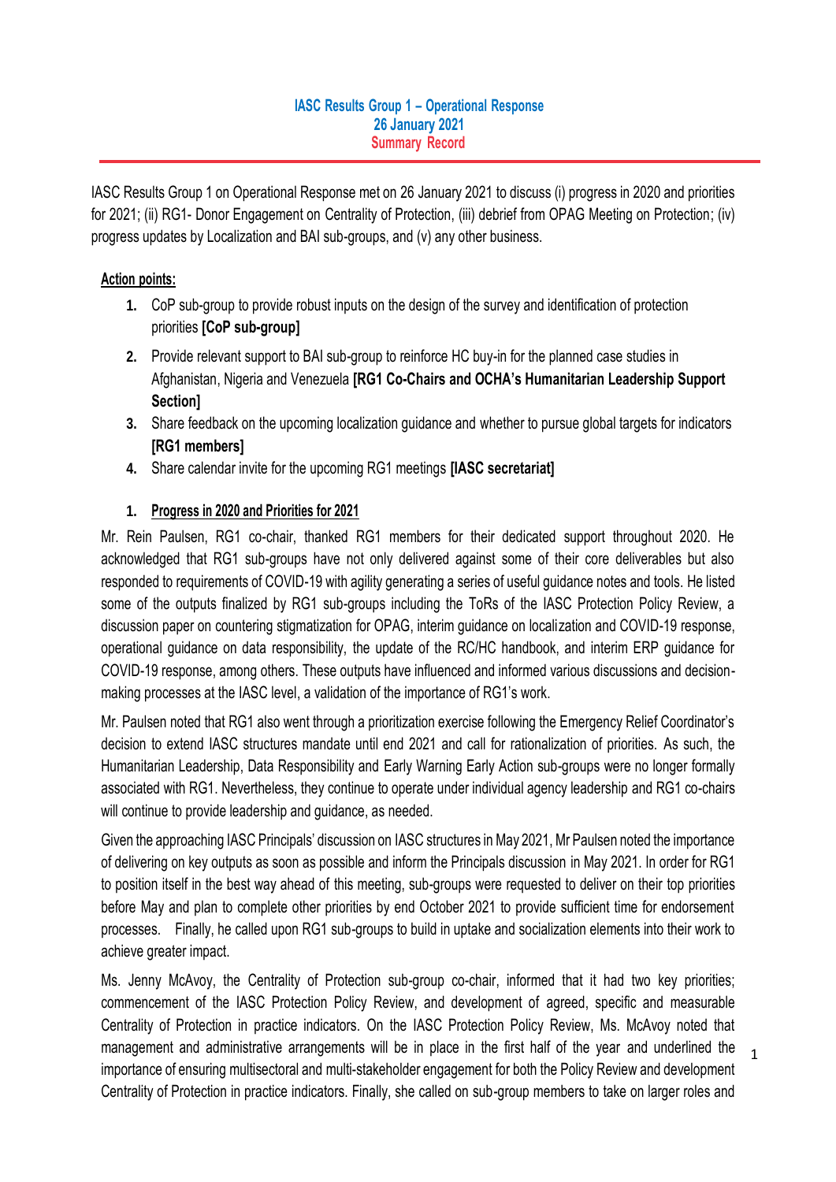**IASC Results Group 1 – Operational Response**
**26 January 2021**
**Summary Record**

IASC Results Group 1 on Operational Response met on 26 January 2021 to discuss (i) progress in 2020 and priorities for 2021; (ii) RG1- Donor Engagement on Centrality of Protection, (iii) debrief from OPAG Meeting on Protection; (iv) progress updates by Localization and BAI sub-groups, and (v) any other business.

**Action points:**

1. CoP sub-group to provide robust inputs on the design of the survey and identification of protection priorities **[CoP sub-group]**
2. Provide relevant support to BAI sub-group to reinforce HC buy-in for the planned case studies in Afghanistan, Nigeria and Venezuela **[RG1 Co-Chairs and OCHA's Humanitarian Leadership Support Section]**
3. Share feedback on the upcoming localization guidance and whether to pursue global targets for indicators **[RG1 members]**
4. Share calendar invite for the upcoming RG1 meetings **[IASC secretariat]**

## 1. Progress in 2020 and Priorities for 2021

Mr. Rein Paulsen, RG1 co-chair, thanked RG1 members for their dedicated support throughout 2020. He acknowledged that RG1 sub-groups have not only delivered against some of their core deliverables but also responded to requirements of COVID-19 with agility generating a series of useful guidance notes and tools. He listed some of the outputs finalized by RG1 sub-groups including the ToRs of the IASC Protection Policy Review, a discussion paper on countering stigmatization for OPAG, interim guidance on localization and COVID-19 response, operational guidance on data responsibility, the update of the RC/HC handbook, and interim ERP guidance for COVID-19 response, among others. These outputs have influenced and informed various discussions and decision-making processes at the IASC level, a validation of the importance of RG1's work.

Mr. Paulsen noted that RG1 also went through a prioritization exercise following the Emergency Relief Coordinator's decision to extend IASC structures mandate until end 2021 and call for rationalization of priorities. As such, the Humanitarian Leadership, Data Responsibility and Early Warning Early Action sub-groups were no longer formally associated with RG1. Nevertheless, they continue to operate under individual agency leadership and RG1 co-chairs will continue to provide leadership and guidance, as needed.

Given the approaching IASC Principals' discussion on IASC structures in May 2021, Mr Paulsen noted the importance of delivering on key outputs as soon as possible and inform the Principals discussion in May 2021. In order for RG1 to position itself in the best way ahead of this meeting, sub-groups were requested to deliver on their top priorities before May and plan to complete other priorities by end October 2021 to provide sufficient time for endorsement processes. Finally, he called upon RG1 sub-groups to build in uptake and socialization elements into their work to achieve greater impact.

Ms. Jenny McAvoy, the Centrality of Protection sub-group co-chair, informed that it had two key priorities; commencement of the IASC Protection Policy Review, and development of agreed, specific and measurable Centrality of Protection in practice indicators. On the IASC Protection Policy Review, Ms. McAvoy noted that management and administrative arrangements will be in place in the first half of the year and underlined the importance of ensuring multisectoral and multi-stakeholder engagement for both the Policy Review and development Centrality of Protection in practice indicators. Finally, she called on sub-group members to take on larger roles and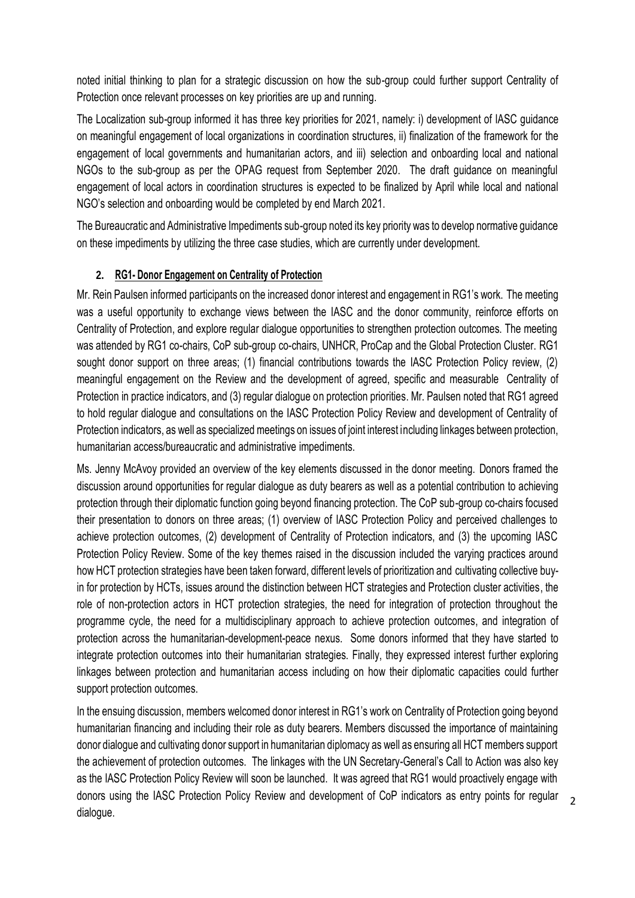noted initial thinking to plan for a strategic discussion on how the sub-group could further support Centrality of Protection once relevant processes on key priorities are up and running.

The Localization sub-group informed it has three key priorities for 2021, namely: i) development of IASC guidance on meaningful engagement of local organizations in coordination structures, ii) finalization of the framework for the engagement of local governments and humanitarian actors, and iii) selection and onboarding local and national NGOs to the sub-group as per the OPAG request from September 2020. The draft guidance on meaningful engagement of local actors in coordination structures is expected to be finalized by April while local and national NGO's selection and onboarding would be completed by end March 2021.

The Bureaucratic and Administrative Impediments sub-group noted its key priority was to develop normative guidance on these impediments by utilizing the three case studies, which are currently under development.

## 2. RG1- Donor Engagement on Centrality of Protection

Mr. Rein Paulsen informed participants on the increased donor interest and engagement in RG1's work. The meeting was a useful opportunity to exchange views between the IASC and the donor community, reinforce efforts on Centrality of Protection, and explore regular dialogue opportunities to strengthen protection outcomes. The meeting was attended by RG1 co-chairs, CoP sub-group co-chairs, UNHCR, ProCap and the Global Protection Cluster. RG1 sought donor support on three areas; (1) financial contributions towards the IASC Protection Policy review, (2) meaningful engagement on the Review and the development of agreed, specific and measurable Centrality of Protection in practice indicators, and (3) regular dialogue on protection priorities. Mr. Paulsen noted that RG1 agreed to hold regular dialogue and consultations on the IASC Protection Policy Review and development of Centrality of Protection indicators, as well as specialized meetings on issues of joint interest including linkages between protection, humanitarian access/bureaucratic and administrative impediments.

Ms. Jenny McAvoy provided an overview of the key elements discussed in the donor meeting. Donors framed the discussion around opportunities for regular dialogue as duty bearers as well as a potential contribution to achieving protection through their diplomatic function going beyond financing protection. The CoP sub-group co-chairs focused their presentation to donors on three areas; (1) overview of IASC Protection Policy and perceived challenges to achieve protection outcomes, (2) development of Centrality of Protection indicators, and (3) the upcoming IASC Protection Policy Review. Some of the key themes raised in the discussion included the varying practices around how HCT protection strategies have been taken forward, different levels of prioritization and cultivating collective buy-in for protection by HCTs, issues around the distinction between HCT strategies and Protection cluster activities, the role of non-protection actors in HCT protection strategies, the need for integration of protection throughout the programme cycle, the need for a multidisciplinary approach to achieve protection outcomes, and integration of protection across the humanitarian-development-peace nexus. Some donors informed that they have started to integrate protection outcomes into their humanitarian strategies. Finally, they expressed interest further exploring linkages between protection and humanitarian access including on how their diplomatic capacities could further support protection outcomes.

In the ensuing discussion, members welcomed donor interest in RG1's work on Centrality of Protection going beyond humanitarian financing and including their role as duty bearers. Members discussed the importance of maintaining donor dialogue and cultivating donor support in humanitarian diplomacy as well as ensuring all HCT members support the achievement of protection outcomes. The linkages with the UN Secretary-General's Call to Action was also key as the IASC Protection Policy Review will soon be launched. It was agreed that RG1 would proactively engage with donors using the IASC Protection Policy Review and development of CoP indicators as entry points for regular dialogue.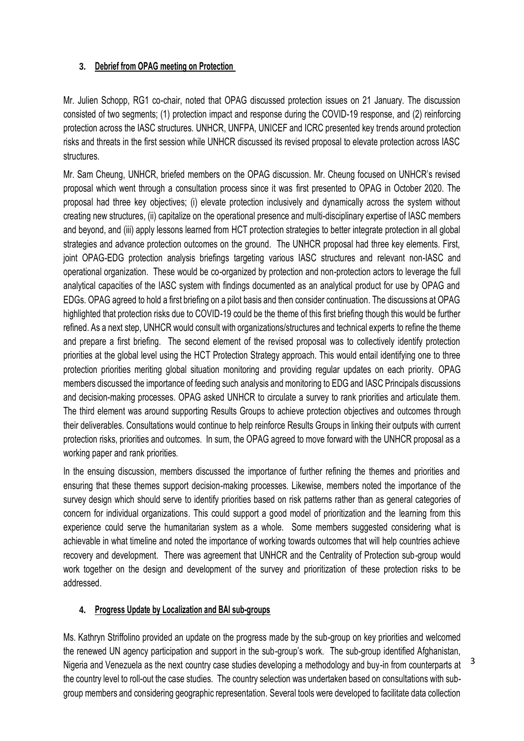### 3. Debrief from OPAG meeting on Protection

Mr. Julien Schopp, RG1 co-chair, noted that OPAG discussed protection issues on 21 January. The discussion consisted of two segments; (1) protection impact and response during the COVID-19 response, and (2) reinforcing protection across the IASC structures. UNHCR, UNFPA, UNICEF and ICRC presented key trends around protection risks and threats in the first session while UNHCR discussed its revised proposal to elevate protection across IASC structures.

Mr. Sam Cheung, UNHCR, briefed members on the OPAG discussion. Mr. Cheung focused on UNHCR's revised proposal which went through a consultation process since it was first presented to OPAG in October 2020. The proposal had three key objectives; (i) elevate protection inclusively and dynamically across the system without creating new structures, (ii) capitalize on the operational presence and multi-disciplinary expertise of IASC members and beyond, and (iii) apply lessons learned from HCT protection strategies to better integrate protection in all global strategies and advance protection outcomes on the ground. The UNHCR proposal had three key elements. First, joint OPAG-EDG protection analysis briefings targeting various IASC structures and relevant non-IASC and operational organization. These would be co-organized by protection and non-protection actors to leverage the full analytical capacities of the IASC system with findings documented as an analytical product for use by OPAG and EDGs. OPAG agreed to hold a first briefing on a pilot basis and then consider continuation. The discussions at OPAG highlighted that protection risks due to COVID-19 could be the theme of this first briefing though this would be further refined. As a next step, UNHCR would consult with organizations/structures and technical experts to refine the theme and prepare a first briefing. The second element of the revised proposal was to collectively identify protection priorities at the global level using the HCT Protection Strategy approach. This would entail identifying one to three protection priorities meriting global situation monitoring and providing regular updates on each priority. OPAG members discussed the importance of feeding such analysis and monitoring to EDG and IASC Principals discussions and decision-making processes. OPAG asked UNHCR to circulate a survey to rank priorities and articulate them. The third element was around supporting Results Groups to achieve protection objectives and outcomes through their deliverables. Consultations would continue to help reinforce Results Groups in linking their outputs with current protection risks, priorities and outcomes. In sum, the OPAG agreed to move forward with the UNHCR proposal as a working paper and rank priorities.

In the ensuing discussion, members discussed the importance of further refining the themes and priorities and ensuring that these themes support decision-making processes. Likewise, members noted the importance of the survey design which should serve to identify priorities based on risk patterns rather than as general categories of concern for individual organizations. This could support a good model of prioritization and the learning from this experience could serve the humanitarian system as a whole. Some members suggested considering what is achievable in what timeline and noted the importance of working towards outcomes that will help countries achieve recovery and development. There was agreement that UNHCR and the Centrality of Protection sub-group would work together on the design and development of the survey and prioritization of these protection risks to be addressed.

### 4. Progress Update by Localization and BAI sub-groups

Ms. Kathryn Striffolino provided an update on the progress made by the sub-group on key priorities and welcomed the renewed UN agency participation and support in the sub-group's work. The sub-group identified Afghanistan, Nigeria and Venezuela as the next country case studies developing a methodology and buy-in from counterparts at the country level to roll-out the case studies. The country selection was undertaken based on consultations with sub-group members and considering geographic representation. Several tools were developed to facilitate data collection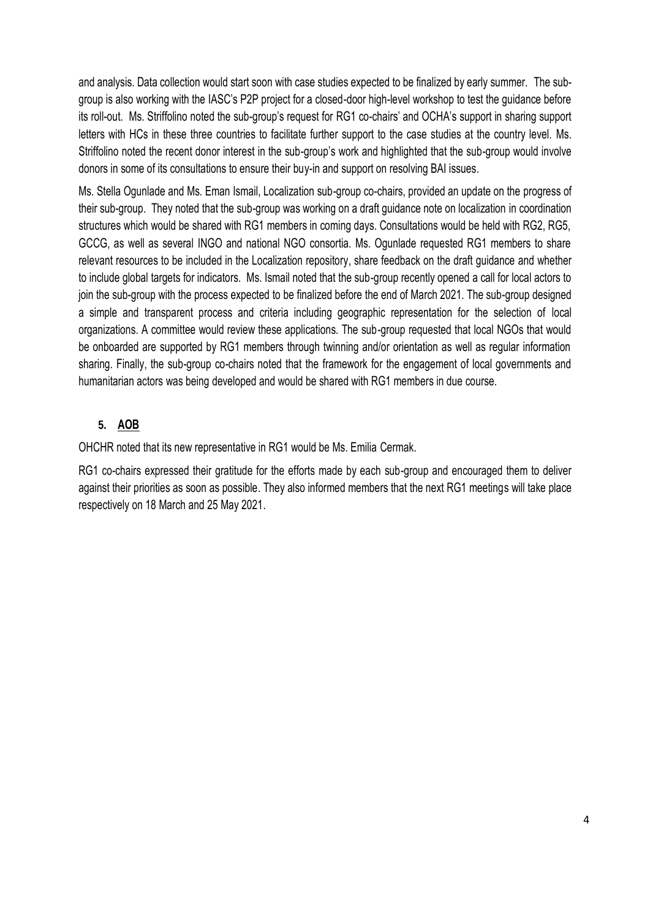and analysis. Data collection would start soon with case studies expected to be finalized by early summer. The sub-group is also working with the IASC's P2P project for a closed-door high-level workshop to test the guidance before its roll-out. Ms. Striffolino noted the sub-group's request for RG1 co-chairs' and OCHA's support in sharing support letters with HCs in these three countries to facilitate further support to the case studies at the country level. Ms. Striffolino noted the recent donor interest in the sub-group's work and highlighted that the sub-group would involve donors in some of its consultations to ensure their buy-in and support on resolving BAI issues.

Ms. Stella Ogunlade and Ms. Eman Ismail, Localization sub-group co-chairs, provided an update on the progress of their sub-group. They noted that the sub-group was working on a draft guidance note on localization in coordination structures which would be shared with RG1 members in coming days. Consultations would be held with RG2, RG5, GCCG, as well as several INGO and national NGO consortia. Ms. Ogunlade requested RG1 members to share relevant resources to be included in the Localization repository, share feedback on the draft guidance and whether to include global targets for indicators. Ms. Ismail noted that the sub-group recently opened a call for local actors to join the sub-group with the process expected to be finalized before the end of March 2021. The sub-group designed a simple and transparent process and criteria including geographic representation for the selection of local organizations. A committee would review these applications. The sub-group requested that local NGOs that would be onboarded are supported by RG1 members through twinning and/or orientation as well as regular information sharing. Finally, the sub-group co-chairs noted that the framework for the engagement of local governments and humanitarian actors was being developed and would be shared with RG1 members in due course.

## 5. AOB

OHCHR noted that its new representative in RG1 would be Ms. Emilia Cermak.

RG1 co-chairs expressed their gratitude for the efforts made by each sub-group and encouraged them to deliver against their priorities as soon as possible. They also informed members that the next RG1 meetings will take place respectively on 18 March and 25 May 2021.